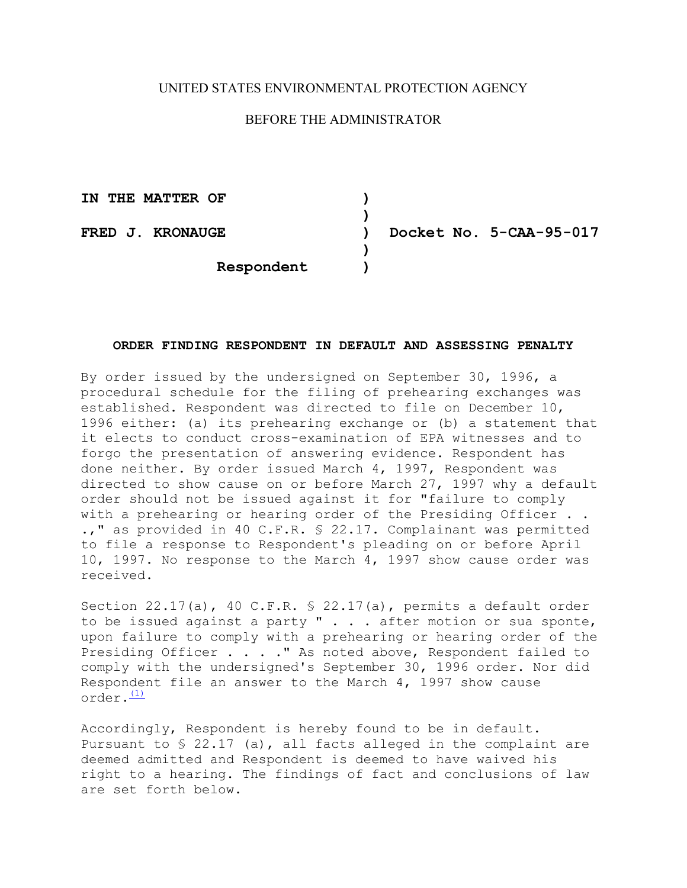UNITED STATES ENVIRONMENTAL PROTECTION AGENCY

BEFORE THE ADMINISTRATOR

| | | |
|---|---|---|
| **IN THE MATTER OF** | **)** | |
| | **)** | |
| **FRED J. KRONAUGE** | **)** | **Docket No. 5-CAA-95-017** |
| | **)** | |
| **Respondent** | **)** | |

**ORDER FINDING RESPONDENT IN DEFAULT AND ASSESSING PENALTY**

By order issued by the undersigned on September 30, 1996, a procedural schedule for the filing of prehearing exchanges was established. Respondent was directed to file on December 10, 1996 either: (a) its prehearing exchange or (b) a statement that it elects to conduct cross-examination of EPA witnesses and to forgo the presentation of answering evidence. Respondent has done neither. By order issued March 4, 1997, Respondent was directed to show cause on or before March 27, 1997 why a default order should not be issued against it for "failure to comply with a prehearing or hearing order of the Presiding Officer . . .," as provided in 40 C.F.R. § 22.17. Complainant was permitted to file a response to Respondent's pleading on or before April 10, 1997. No response to the March 4, 1997 show cause order was received.

Section 22.17(a), 40 C.F.R. § 22.17(a), permits a default order to be issued against a party " . . . after motion or sua sponte, upon failure to comply with a prehearing or hearing order of the Presiding Officer . . . ." As noted above, Respondent failed to comply with the undersigned's September 30, 1996 order. Nor did Respondent file an answer to the March 4, 1997 show cause order.[(1)]

Accordingly, Respondent is hereby found to be in default. Pursuant to § 22.17 (a), all facts alleged in the complaint are deemed admitted and Respondent is deemed to have waived his right to a hearing. The findings of fact and conclusions of law are set forth below.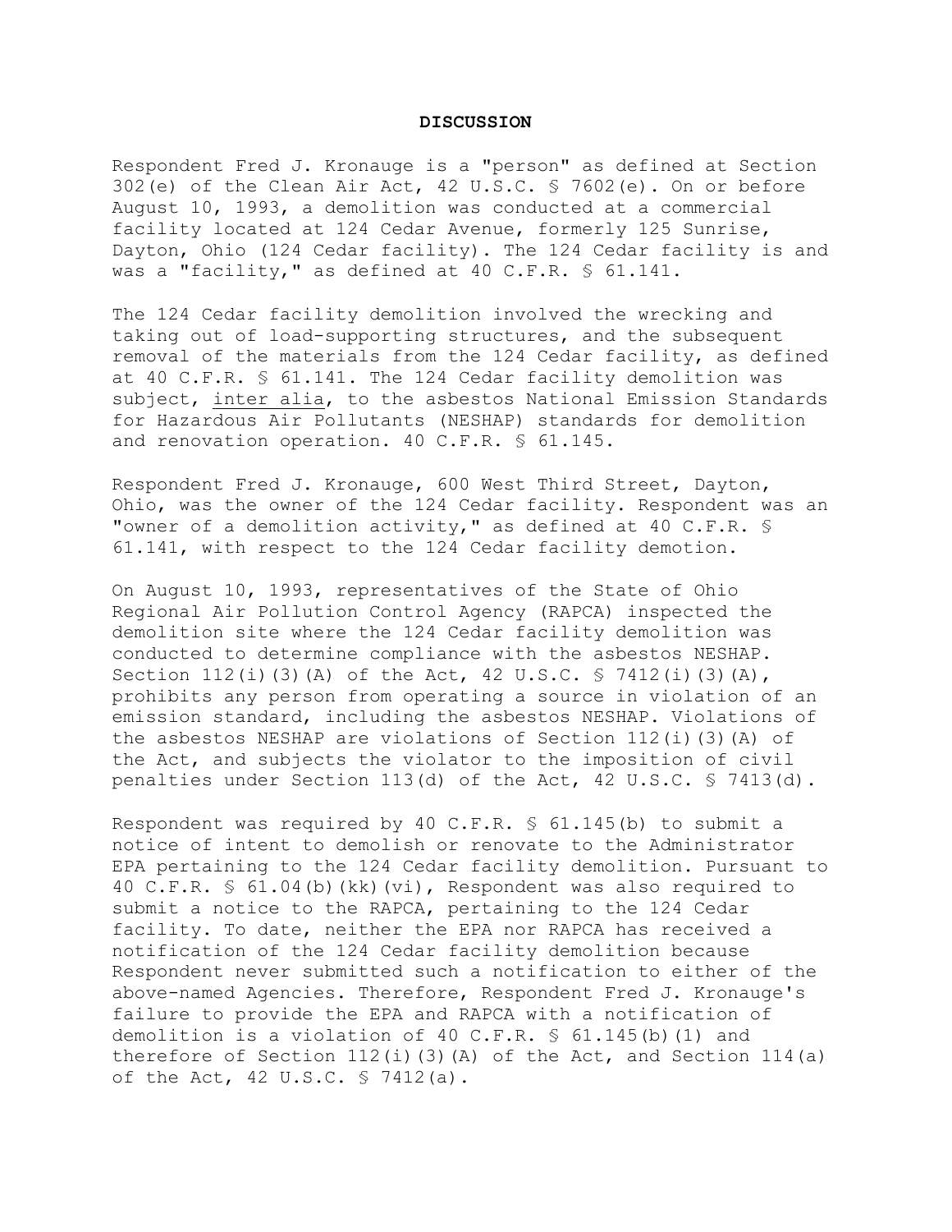## DISCUSSION

Respondent Fred J. Kronauge is a "person" as defined at Section 302(e) of the Clean Air Act, 42 U.S.C. § 7602(e). On or before August 10, 1993, a demolition was conducted at a commercial facility located at 124 Cedar Avenue, formerly 125 Sunrise, Dayton, Ohio (124 Cedar facility). The 124 Cedar facility is and was a "facility," as defined at 40 C.F.R. § 61.141.

The 124 Cedar facility demolition involved the wrecking and taking out of load-supporting structures, and the subsequent removal of the materials from the 124 Cedar facility, as defined at 40 C.F.R. § 61.141. The 124 Cedar facility demolition was subject, inter alia, to the asbestos National Emission Standards for Hazardous Air Pollutants (NESHAP) standards for demolition and renovation operation. 40 C.F.R. § 61.145.

Respondent Fred J. Kronauge, 600 West Third Street, Dayton, Ohio, was the owner of the 124 Cedar facility. Respondent was an "owner of a demolition activity," as defined at 40 C.F.R. § 61.141, with respect to the 124 Cedar facility demotion.

On August 10, 1993, representatives of the State of Ohio Regional Air Pollution Control Agency (RAPCA) inspected the demolition site where the 124 Cedar facility demolition was conducted to determine compliance with the asbestos NESHAP. Section 112(i)(3)(A) of the Act, 42 U.S.C. § 7412(i)(3)(A), prohibits any person from operating a source in violation of an emission standard, including the asbestos NESHAP. Violations of the asbestos NESHAP are violations of Section 112(i)(3)(A) of the Act, and subjects the violator to the imposition of civil penalties under Section 113(d) of the Act, 42 U.S.C. § 7413(d).

Respondent was required by 40 C.F.R. § 61.145(b) to submit a notice of intent to demolish or renovate to the Administrator EPA pertaining to the 124 Cedar facility demolition. Pursuant to 40 C.F.R. § 61.04(b)(kk)(vi), Respondent was also required to submit a notice to the RAPCA, pertaining to the 124 Cedar facility. To date, neither the EPA nor RAPCA has received a notification of the 124 Cedar facility demolition because Respondent never submitted such a notification to either of the above-named Agencies. Therefore, Respondent Fred J. Kronauge's failure to provide the EPA and RAPCA with a notification of demolition is a violation of 40 C.F.R. § 61.145(b)(1) and therefore of Section 112(i)(3)(A) of the Act, and Section 114(a) of the Act, 42 U.S.C. § 7412(a).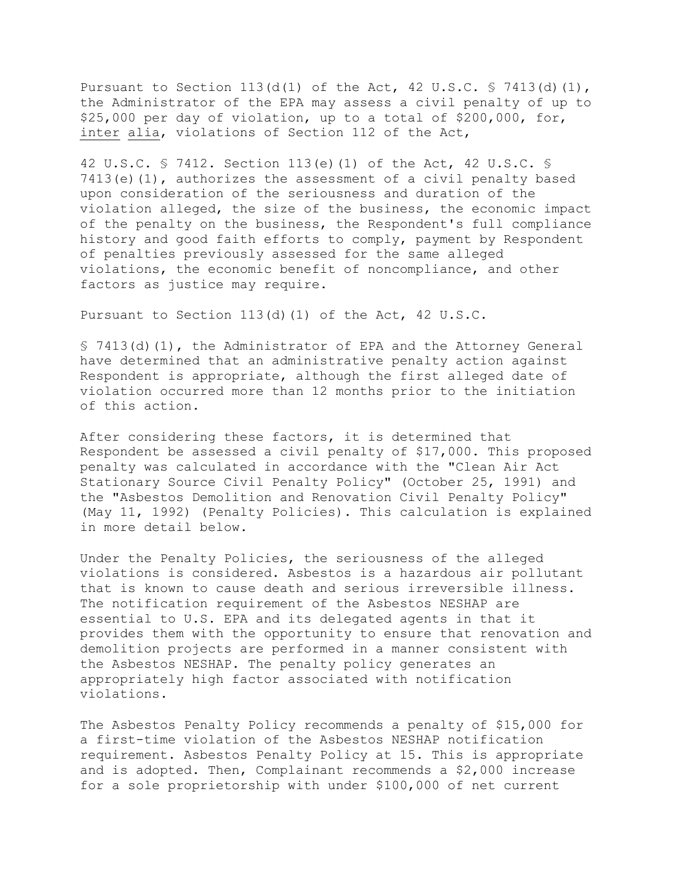Pursuant to Section 113(d(1) of the Act, 42 U.S.C. § 7413(d)(1), the Administrator of the EPA may assess a civil penalty of up to $25,000 per day of violation, up to a total of $200,000, for, inter alia, violations of Section 112 of the Act,

42 U.S.C. § 7412. Section 113(e)(1) of the Act, 42 U.S.C. § 7413(e)(1), authorizes the assessment of a civil penalty based upon consideration of the seriousness and duration of the violation alleged, the size of the business, the economic impact of the penalty on the business, the Respondent's full compliance history and good faith efforts to comply, payment by Respondent of penalties previously assessed for the same alleged violations, the economic benefit of noncompliance, and other factors as justice may require.

Pursuant to Section 113(d)(1) of the Act, 42 U.S.C.

§ 7413(d)(1), the Administrator of EPA and the Attorney General have determined that an administrative penalty action against Respondent is appropriate, although the first alleged date of violation occurred more than 12 months prior to the initiation of this action.

After considering these factors, it is determined that Respondent be assessed a civil penalty of $17,000. This proposed penalty was calculated in accordance with the "Clean Air Act Stationary Source Civil Penalty Policy" (October 25, 1991) and the "Asbestos Demolition and Renovation Civil Penalty Policy" (May 11, 1992) (Penalty Policies). This calculation is explained in more detail below.

Under the Penalty Policies, the seriousness of the alleged violations is considered. Asbestos is a hazardous air pollutant that is known to cause death and serious irreversible illness. The notification requirement of the Asbestos NESHAP are essential to U.S. EPA and its delegated agents in that it provides them with the opportunity to ensure that renovation and demolition projects are performed in a manner consistent with the Asbestos NESHAP. The penalty policy generates an appropriately high factor associated with notification violations.

The Asbestos Penalty Policy recommends a penalty of $15,000 for a first-time violation of the Asbestos NESHAP notification requirement. Asbestos Penalty Policy at 15. This is appropriate and is adopted. Then, Complainant recommends a $2,000 increase for a sole proprietorship with under $100,000 of net current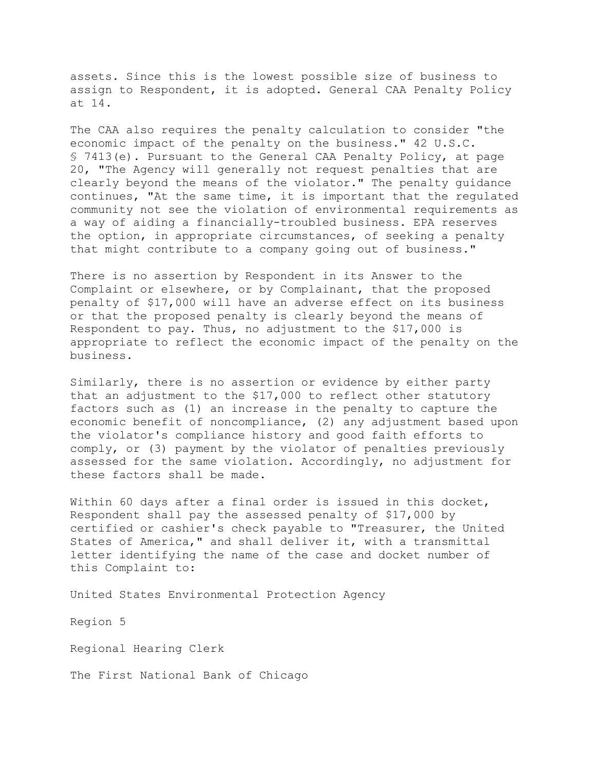assets. Since this is the lowest possible size of business to assign to Respondent, it is adopted. General CAA Penalty Policy at 14.

The CAA also requires the penalty calculation to consider "the economic impact of the penalty on the business." 42 U.S.C. § 7413(e). Pursuant to the General CAA Penalty Policy, at page 20, "The Agency will generally not request penalties that are clearly beyond the means of the violator." The penalty guidance continues, "At the same time, it is important that the regulated community not see the violation of environmental requirements as a way of aiding a financially-troubled business. EPA reserves the option, in appropriate circumstances, of seeking a penalty that might contribute to a company going out of business."

There is no assertion by Respondent in its Answer to the Complaint or elsewhere, or by Complainant, that the proposed penalty of $17,000 will have an adverse effect on its business or that the proposed penalty is clearly beyond the means of Respondent to pay. Thus, no adjustment to the $17,000 is appropriate to reflect the economic impact of the penalty on the business.

Similarly, there is no assertion or evidence by either party that an adjustment to the $17,000 to reflect other statutory factors such as (1) an increase in the penalty to capture the economic benefit of noncompliance, (2) any adjustment based upon the violator's compliance history and good faith efforts to comply, or (3) payment by the violator of penalties previously assessed for the same violation. Accordingly, no adjustment for these factors shall be made.

Within 60 days after a final order is issued in this docket, Respondent shall pay the assessed penalty of $17,000 by certified or cashier's check payable to "Treasurer, the United States of America," and shall deliver it, with a transmittal letter identifying the name of the case and docket number of this Complaint to:

United States Environmental Protection Agency

Region 5

Regional Hearing Clerk

The First National Bank of Chicago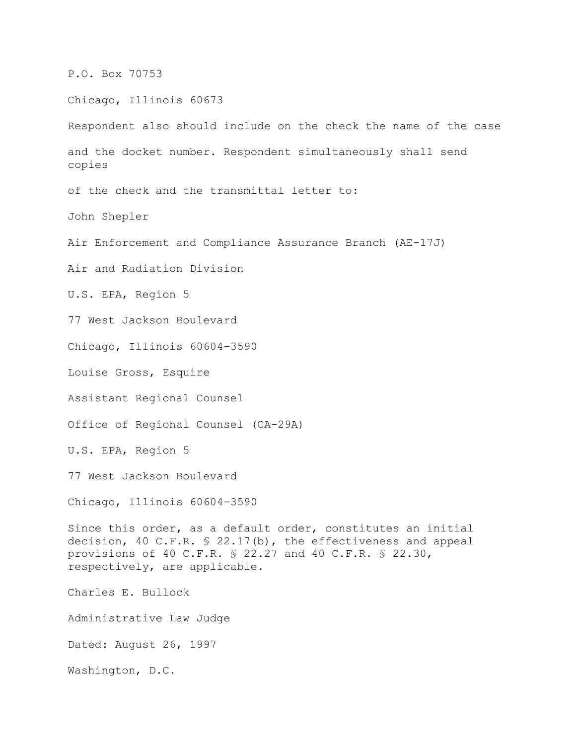P.O. Box 70753

Chicago, Illinois 60673

Respondent also should include on the check the name of the case and the docket number. Respondent simultaneously shall send copies of the check and the transmittal letter to:

John Shepler

Air Enforcement and Compliance Assurance Branch (AE-17J)

Air and Radiation Division

U.S. EPA, Region 5

77 West Jackson Boulevard

Chicago, Illinois 60604-3590

Louise Gross, Esquire

Assistant Regional Counsel

Office of Regional Counsel (CA-29A)

U.S. EPA, Region 5

77 West Jackson Boulevard

Chicago, Illinois 60604-3590

Since this order, as a default order, constitutes an initial decision, 40 C.F.R. § 22.17(b), the effectiveness and appeal provisions of 40 C.F.R. § 22.27 and 40 C.F.R. § 22.30, respectively, are applicable.

Charles E. Bullock

Administrative Law Judge

Dated: August 26, 1997

Washington, D.C.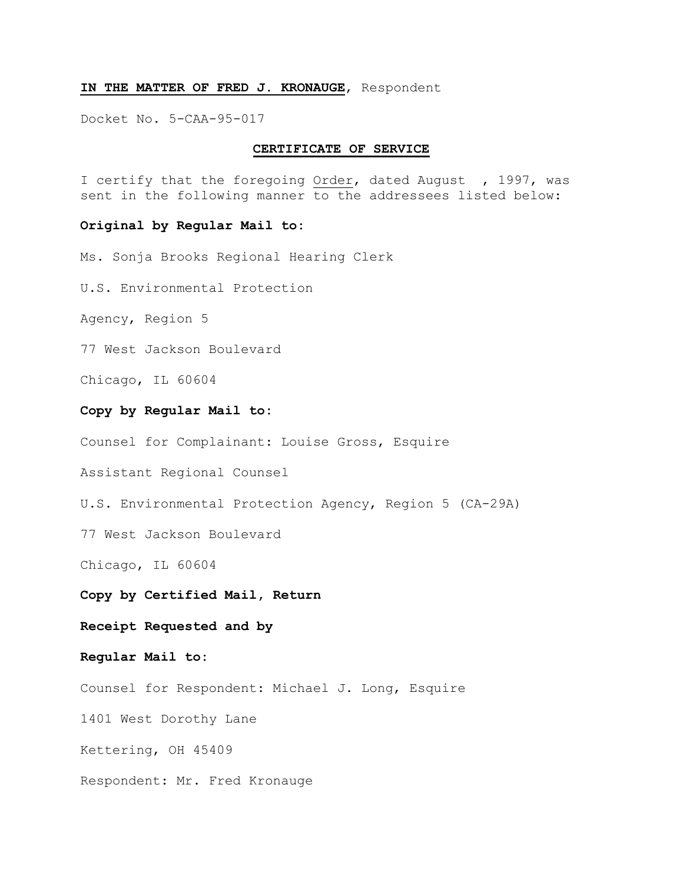**IN THE MATTER OF FRED J. KRONAUGE**, Respondent

Docket No. 5-CAA-95-017

**CERTIFICATE OF SERVICE**

I certify that the foregoing Order, dated August , 1997, was sent in the following manner to the addressees listed below:

**Original by Regular Mail to:**

Ms. Sonja Brooks Regional Hearing Clerk

U.S. Environmental Protection

Agency, Region 5

77 West Jackson Boulevard

Chicago, IL 60604

**Copy by Regular Mail to:**

Counsel for Complainant: Louise Gross, Esquire

Assistant Regional Counsel

U.S. Environmental Protection Agency, Region 5 (CA-29A)

77 West Jackson Boulevard

Chicago, IL 60604

**Copy by Certified Mail, Return**

**Receipt Requested and by**

**Regular Mail to:**

Counsel for Respondent: Michael J. Long, Esquire

1401 West Dorothy Lane

Kettering, OH 45409

Respondent: Mr. Fred Kronauge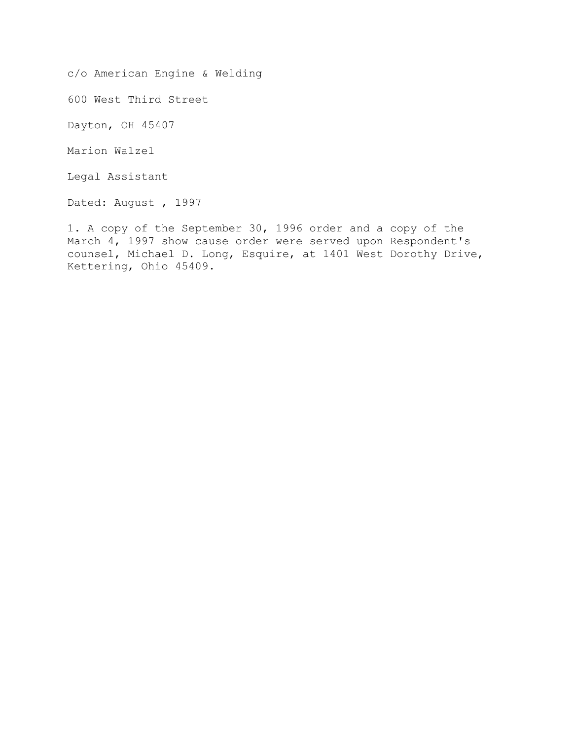c/o American Engine & Welding

600 West Third Street

Dayton, OH 45407

Marion Walzel

Legal Assistant

Dated: August , 1997

1. A copy of the September 30, 1996 order and a copy of the March 4, 1997 show cause order were served upon Respondent's counsel, Michael D. Long, Esquire, at 1401 West Dorothy Drive, Kettering, Ohio 45409.